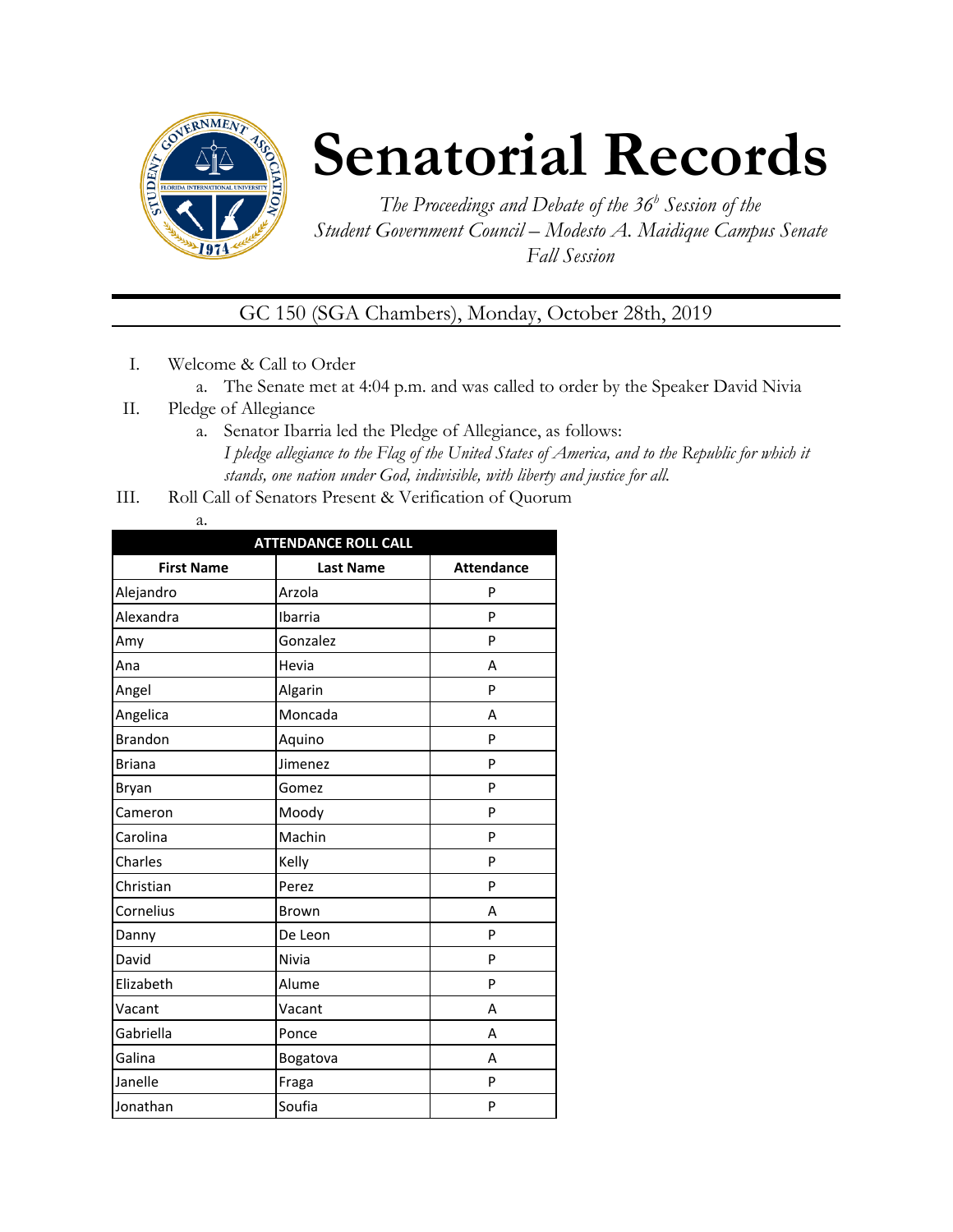# Senatorial Records

*The Proceedings and Debate of the 36th Session of the Student Government Council – Modesto A. Maidique Campus Senate Fall Session*

GC 150 (SGA Chambers), Monday, October 28th, 2019

I. Welcome & Call to Order
   a. The Senate met at 4:04 p.m. and was called to order by the Speaker David Nivia

II. Pledge of Allegiance
   a. Senator Ibarria led the Pledge of Allegiance, as follows:
      *I pledge allegiance to the Flag of the United States of America, and to the Republic for which it stands, one nation under God, indivisible, with liberty and justice for all.*

III. Roll Call of Senators Present & Verification of Quorum
   a.

| ATTENDANCE ROLL CALL | | |
|---|---|---|
| **First Name** | **Last Name** | **Attendance** |
| Alejandro | Arzola | P |
| Alexandra | Ibarria | P |
| Amy | Gonzalez | P |
| Ana | Hevia | A |
| Angel | Algarin | P |
| Angelica | Moncada | A |
| Brandon | Aquino | P |
| Briana | Jimenez | P |
| Bryan | Gomez | P |
| Cameron | Moody | P |
| Carolina | Machin | P |
| Charles | Kelly | P |
| Christian | Perez | P |
| Cornelius | Brown | A |
| Danny | De Leon | P |
| David | Nivia | P |
| Elizabeth | Alume | P |
| Vacant | Vacant | A |
| Gabriella | Ponce | A |
| Galina | Bogatova | A |
| Janelle | Fraga | P |
| Jonathan | Soufia | P |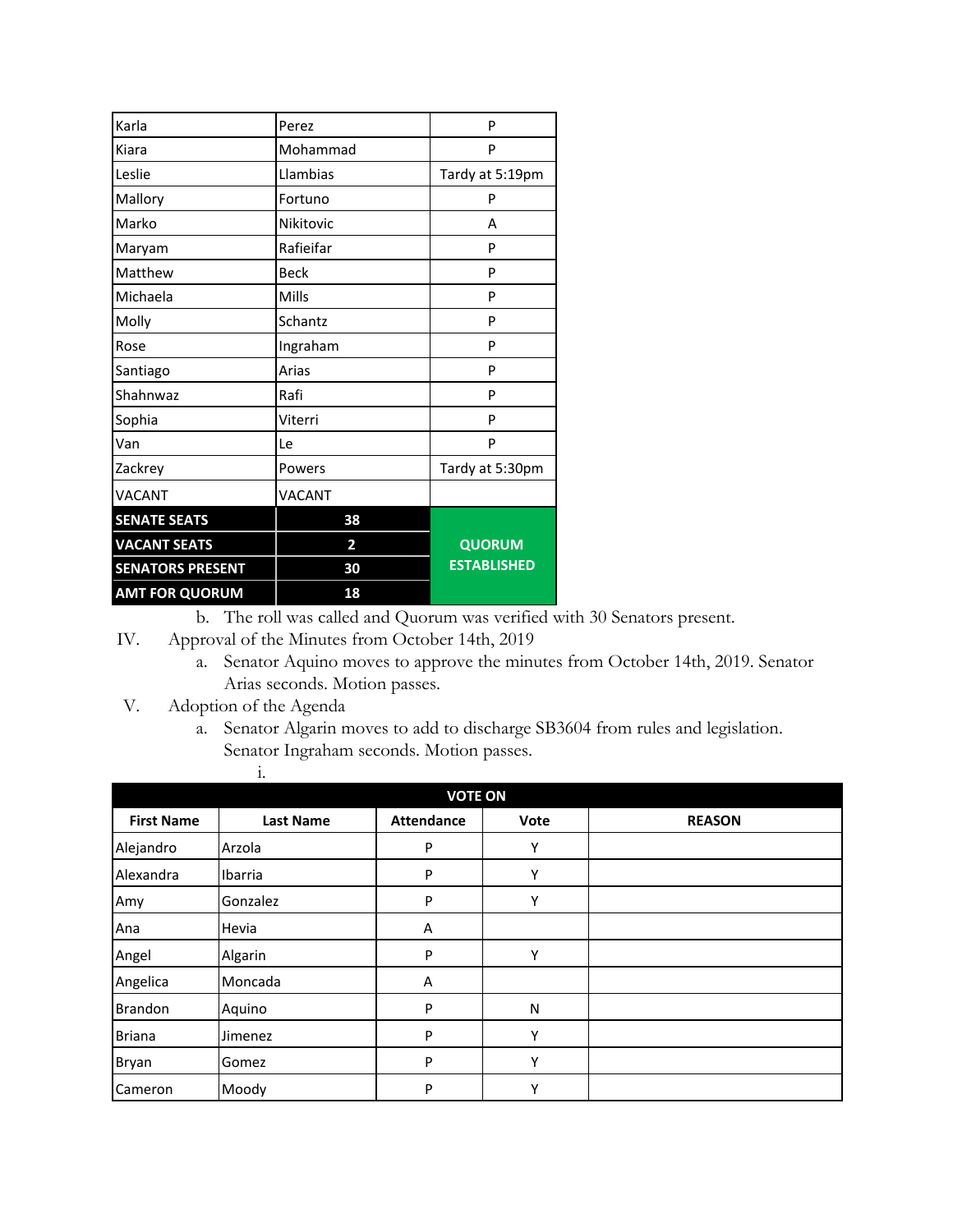| | | |
|---|---|---|
| Karla | Perez | P |
| Kiara | Mohammad | P |
| Leslie | Llambias | Tardy at 5:19pm |
| Mallory | Fortuno | P |
| Marko | Nikitovic | A |
| Maryam | Rafieifar | P |
| Matthew | Beck | P |
| Michaela | Mills | P |
| Molly | Schantz | P |
| Rose | Ingraham | P |
| Santiago | Arias | P |
| Shahnwaz | Rafi | P |
| Sophia | Viterri | P |
| Van | Le | P |
| Zackrey | Powers | Tardy at 5:30pm |
| VACANT | VACANT | |
| **SENATE SEATS** | **38** | **QUORUM ESTABLISHED** |
| **VACANT SEATS** | **2** | |
| **SENATORS PRESENT** | **30** | |
| **AMT FOR QUORUM** | **18** | |

b. The roll was called and Quorum was verified with 30 Senators present.

IV. Approval of the Minutes from October 14th, 2019

a. Senator Aquino moves to approve the minutes from October 14th, 2019. Senator Arias seconds. Motion passes.

V. Adoption of the Agenda

a. Senator Algarin moves to add to discharge SB3604 from rules and legislation. Senator Ingraham seconds. Motion passes.

i.

| VOTE ON | | | | |
|---|---|---|---|---|
| **First Name** | **Last Name** | **Attendance** | **Vote** | **REASON** |
| Alejandro | Arzola | P | Y | |
| Alexandra | Ibarria | P | Y | |
| Amy | Gonzalez | P | Y | |
| Ana | Hevia | A | | |
| Angel | Algarin | P | Y | |
| Angelica | Moncada | A | | |
| Brandon | Aquino | P | N | |
| Briana | Jimenez | P | Y | |
| Bryan | Gomez | P | Y | |
| Cameron | Moody | P | Y | |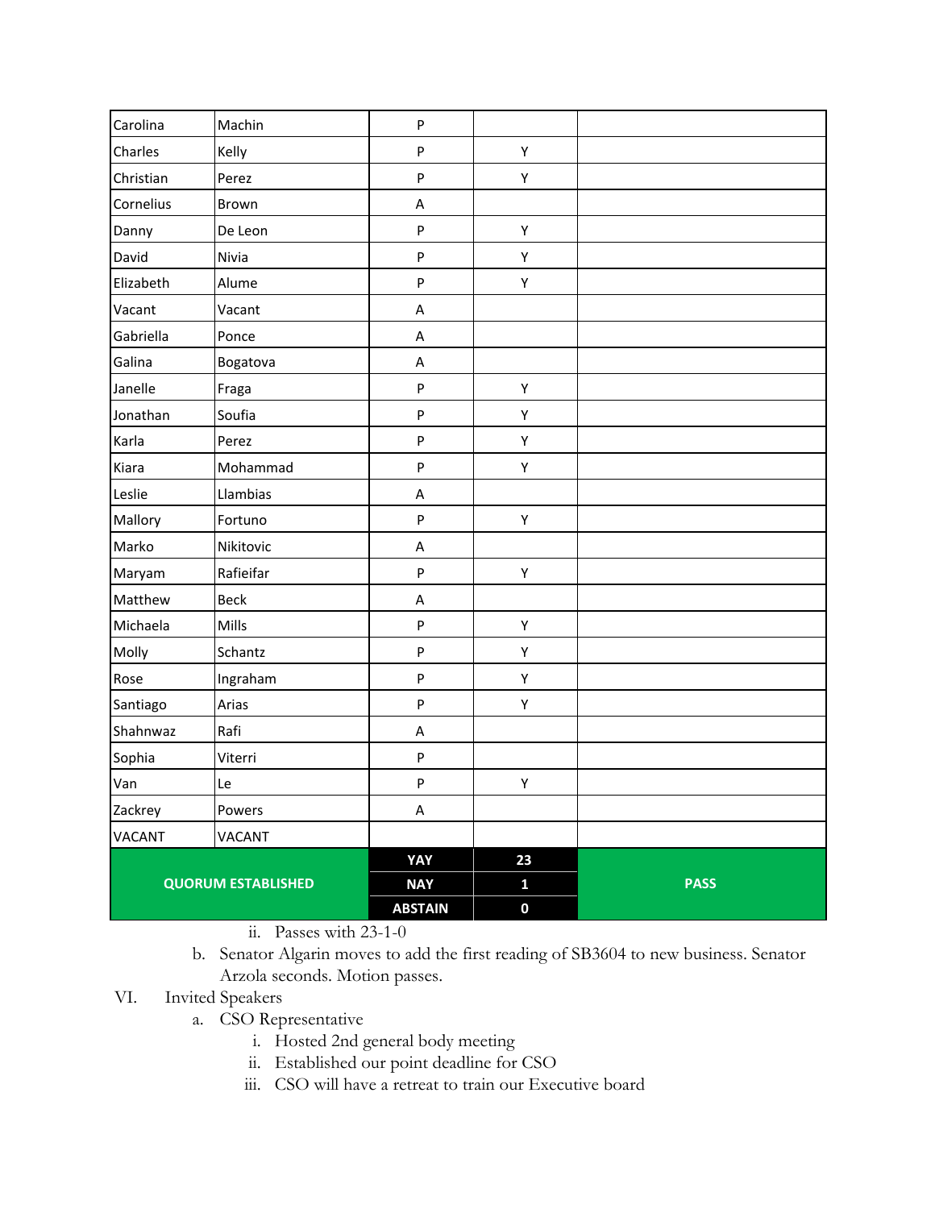| | | | | |
|---|---|---|---|---|
| Carolina | Machin | P | | |
| Charles | Kelly | P | Y | |
| Christian | Perez | P | Y | |
| Cornelius | Brown | A | | |
| Danny | De Leon | P | Y | |
| David | Nivia | P | Y | |
| Elizabeth | Alume | P | Y | |
| Vacant | Vacant | A | | |
| Gabriella | Ponce | A | | |
| Galina | Bogatova | A | | |
| Janelle | Fraga | P | Y | |
| Jonathan | Soufia | P | Y | |
| Karla | Perez | P | Y | |
| Kiara | Mohammad | P | Y | |
| Leslie | Llambias | A | | |
| Mallory | Fortuno | P | Y | |
| Marko | Nikitovic | A | | |
| Maryam | Rafieifar | P | Y | |
| Matthew | Beck | A | | |
| Michaela | Mills | P | Y | |
| Molly | Schantz | P | Y | |
| Rose | Ingraham | P | Y | |
| Santiago | Arias | P | Y | |
| Shahnwaz | Rafi | A | | |
| Sophia | Viterri | P | | |
| Van | Le | P | Y | |
| Zackrey | Powers | A | | |
| VACANT | VACANT | | | |
| **QUORUM ESTABLISHED** | | **YAY** | **23** | **PASS** |
| | | **NAY** | **1** | |
| | | **ABSTAIN** | **0** | |

ii. Passes with 23-1-0

b. Senator Algarin moves to add the first reading of SB3604 to new business. Senator Arzola seconds. Motion passes.

VI. Invited Speakers

a. CSO Representative

i. Hosted 2nd general body meeting

ii. Established our point deadline for CSO

iii. CSO will have a retreat to train our Executive board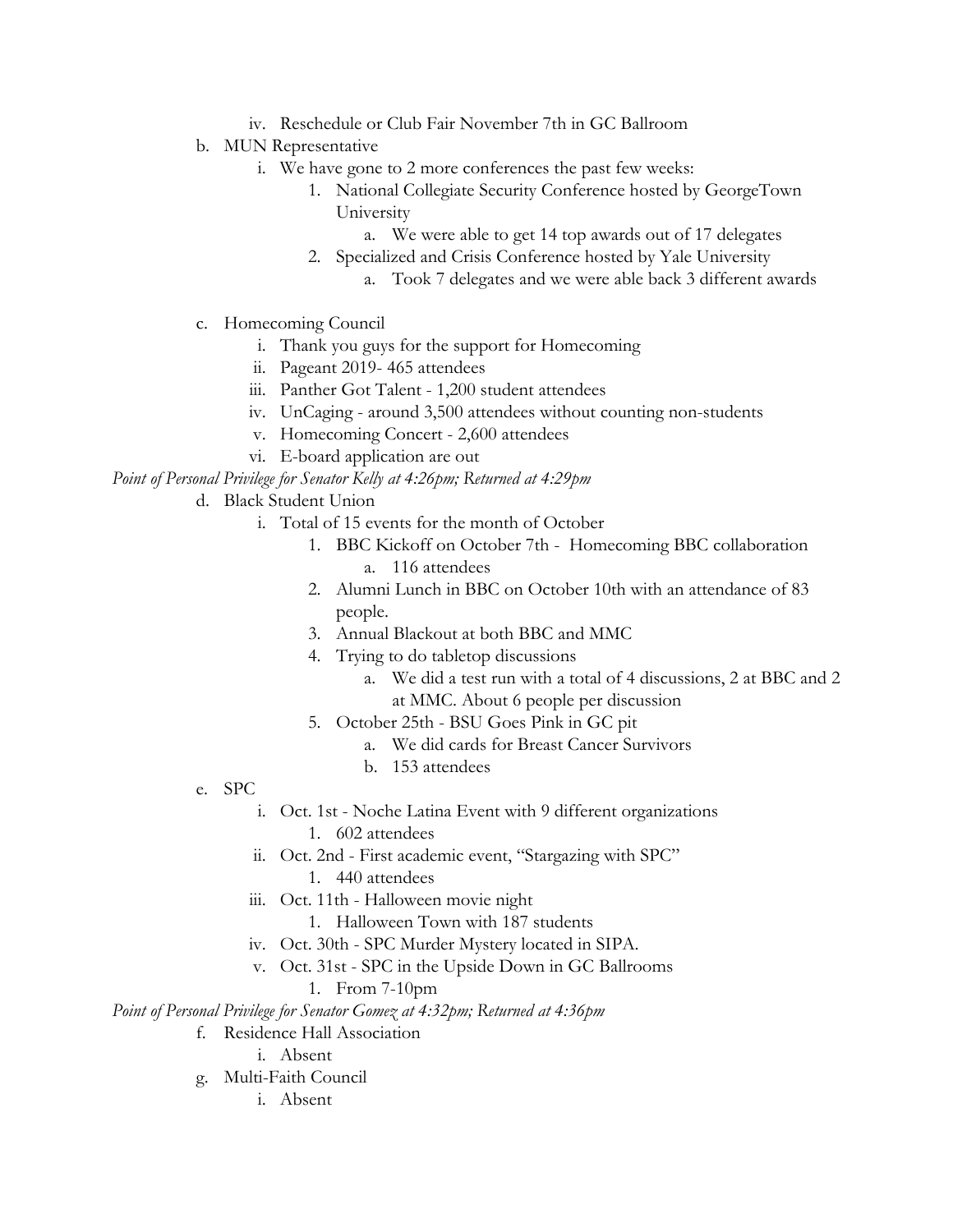- iv. Reschedule or Club Fair November 7th in GC Ballroom
- b. MUN Representative
  - i. We have gone to 2 more conferences the past few weeks:
    1. National Collegiate Security Conference hosted by GeorgeTown University
       - a. We were able to get 14 top awards out of 17 delegates
    2. Specialized and Crisis Conference hosted by Yale University
       - a. Took 7 delegates and we were able back 3 different awards
- c. Homecoming Council
  - i. Thank you guys for the support for Homecoming
  - ii. Pageant 2019- 465 attendees
  - iii. Panther Got Talent - 1,200 student attendees
  - iv. UnCaging - around 3,500 attendees without counting non-students
  - v. Homecoming Concert - 2,600 attendees
  - vi. E-board application are out

*Point of Personal Privilege for Senator Kelly at 4:26pm; Returned at 4:29pm*

- d. Black Student Union
  - i. Total of 15 events for the month of October
    1. BBC Kickoff on October 7th - Homecoming BBC collaboration
       - a. 116 attendees
    2. Alumni Lunch in BBC on October 10th with an attendance of 83 people.
    3. Annual Blackout at both BBC and MMC
    4. Trying to do tabletop discussions
       - a. We did a test run with a total of 4 discussions, 2 at BBC and 2 at MMC. About 6 people per discussion
    5. October 25th - BSU Goes Pink in GC pit
       - a. We did cards for Breast Cancer Survivors
       - b. 153 attendees
- e. SPC
  - i. Oct. 1st - Noche Latina Event with 9 different organizations
    1. 602 attendees
  - ii. Oct. 2nd - First academic event, "Stargazing with SPC"
    1. 440 attendees
  - iii. Oct. 11th - Halloween movie night
    1. Halloween Town with 187 students
  - iv. Oct. 30th - SPC Murder Mystery located in SIPA.
  - v. Oct. 31st - SPC in the Upside Down in GC Ballrooms
    1. From 7-10pm

*Point of Personal Privilege for Senator Gomez at 4:32pm; Returned at 4:36pm*

- f. Residence Hall Association
  - i. Absent
- g. Multi-Faith Council
  - i. Absent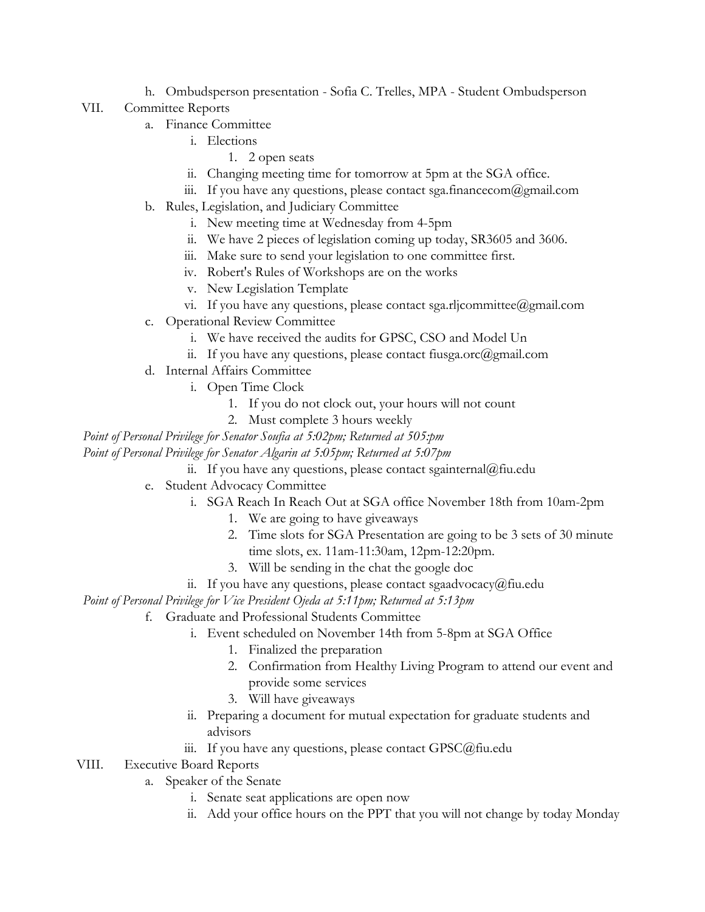h. Ombudsperson presentation - Sofia C. Trelles, MPA - Student Ombudsperson

VII. Committee Reports

a. Finance Committee
    i. Elections
        1. 2 open seats
    ii. Changing meeting time for tomorrow at 5pm at the SGA office.
    iii. If you have any questions, please contact sga.financecom@gmail.com

b. Rules, Legislation, and Judiciary Committee
    i. New meeting time at Wednesday from 4-5pm
    ii. We have 2 pieces of legislation coming up today, SR3605 and 3606.
    iii. Make sure to send your legislation to one committee first.
    iv. Robert's Rules of Workshops are on the works
    v. New Legislation Template
    vi. If you have any questions, please contact sga.rljcommittee@gmail.com

c. Operational Review Committee
    i. We have received the audits for GPSC, CSO and Model Un
    ii. If you have any questions, please contact fiusga.orc@gmail.com

d. Internal Affairs Committee
    i. Open Time Clock
        1. If you do not clock out, your hours will not count
        2. Must complete 3 hours weekly

*Point of Personal Privilege for Senator Soufia at 5:02pm; Returned at 505:pm*

*Point of Personal Privilege for Senator Algarin at 5:05pm; Returned at 5:07pm*

    ii. If you have any questions, please contact sgainternal@fiu.edu

e. Student Advocacy Committee
    i. SGA Reach In Reach Out at SGA office November 18th from 10am-2pm
        1. We are going to have giveaways
        2. Time slots for SGA Presentation are going to be 3 sets of 30 minute time slots, ex. 11am-11:30am, 12pm-12:20pm.
        3. Will be sending in the chat the google doc
    ii. If you have any questions, please contact sgaadvocacy@fiu.edu

*Point of Personal Privilege for Vice President Ojeda at 5:11pm; Returned at 5:13pm*

f. Graduate and Professional Students Committee
    i. Event scheduled on November 14th from 5-8pm at SGA Office
        1. Finalized the preparation
        2. Confirmation from Healthy Living Program to attend our event and provide some services
        3. Will have giveaways
    ii. Preparing a document for mutual expectation for graduate students and advisors
    iii. If you have any questions, please contact GPSC@fiu.edu

VIII. Executive Board Reports

a. Speaker of the Senate
    i. Senate seat applications are open now
    ii. Add your office hours on the PPT that you will not change by today Monday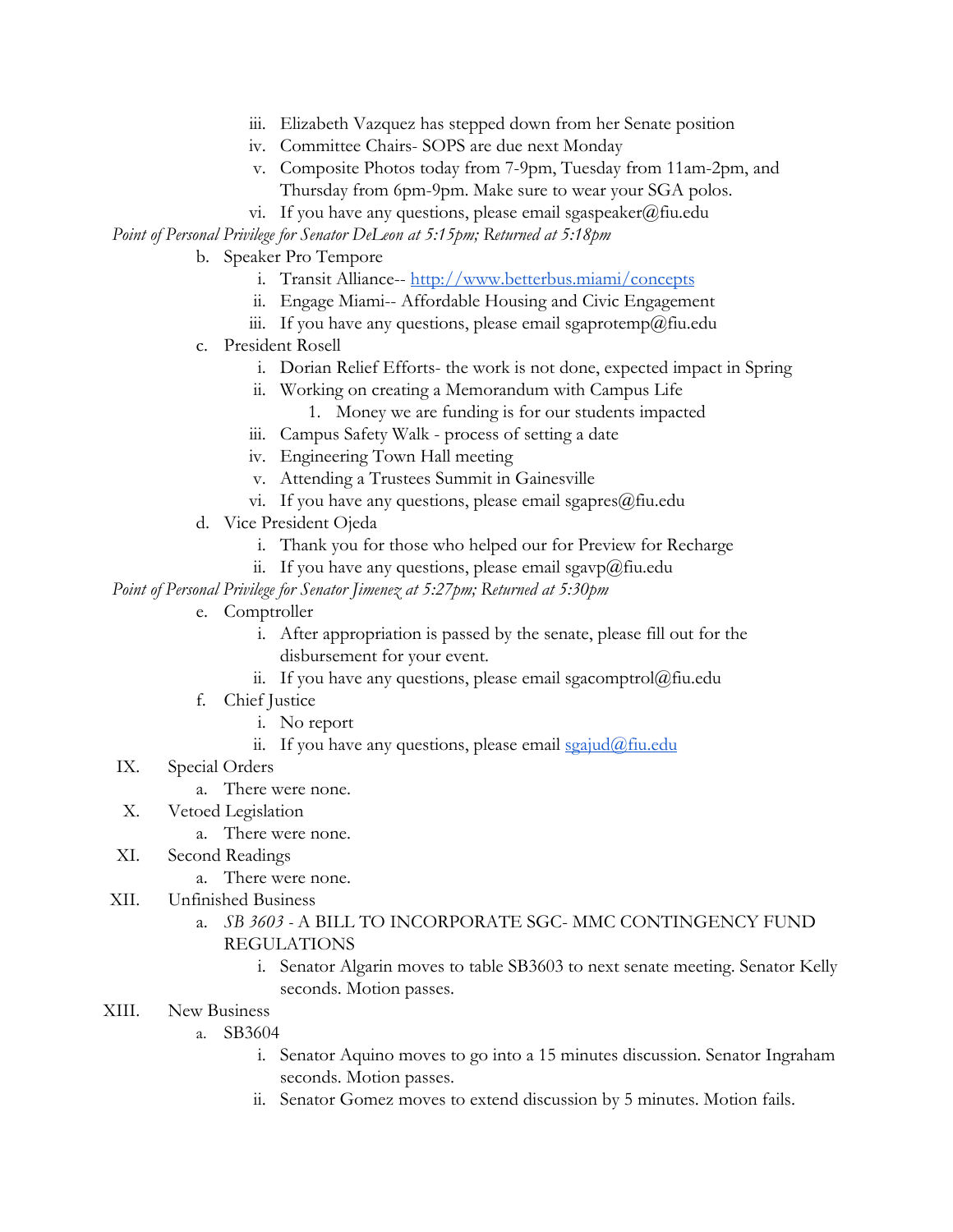iii. Elizabeth Vazquez has stepped down from her Senate position
   iv. Committee Chairs- SOPS are due next Monday
   v. Composite Photos today from 7-9pm, Tuesday from 11am-2pm, and Thursday from 6pm-9pm. Make sure to wear your SGA polos.
   vi. If you have any questions, please email sgaspeaker@fiu.edu

*Point of Personal Privilege for Senator DeLeon at 5:15pm; Returned at 5:18pm*

b. Speaker Pro Tempore
   i. Transit Alliance-- http://www.betterbus.miami/concepts
   ii. Engage Miami-- Affordable Housing and Civic Engagement
   iii. If you have any questions, please email sgaprotemp@fiu.edu
c. President Rosell
   i. Dorian Relief Efforts- the work is not done, expected impact in Spring
   ii. Working on creating a Memorandum with Campus Life
      1. Money we are funding is for our students impacted
   iii. Campus Safety Walk - process of setting a date
   iv. Engineering Town Hall meeting
   v. Attending a Trustees Summit in Gainesville
   vi. If you have any questions, please email sgapres@fiu.edu
d. Vice President Ojeda
   i. Thank you for those who helped our for Preview for Recharge
   ii. If you have any questions, please email sgavp@fiu.edu

*Point of Personal Privilege for Senator Jimenez at 5:27pm; Returned at 5:30pm*

e. Comptroller
   i. After appropriation is passed by the senate, please fill out for the disbursement for your event.
   ii. If you have any questions, please email sgacomptrol@fiu.edu
f. Chief Justice
   i. No report
   ii. If you have any questions, please email sgajud@fiu.edu

IX. Special Orders
   a. There were none.

X. Vetoed Legislation
   a. There were none.

XI. Second Readings
   a. There were none.

XII. Unfinished Business
   a. *SB 3603* - A BILL TO INCORPORATE SGC- MMC CONTINGENCY FUND REGULATIONS
      i. Senator Algarin moves to table SB3603 to next senate meeting. Senator Kelly seconds. Motion passes.

XIII. New Business
   a. SB3604
      i. Senator Aquino moves to go into a 15 minutes discussion. Senator Ingraham seconds. Motion passes.
      ii. Senator Gomez moves to extend discussion by 5 minutes. Motion fails.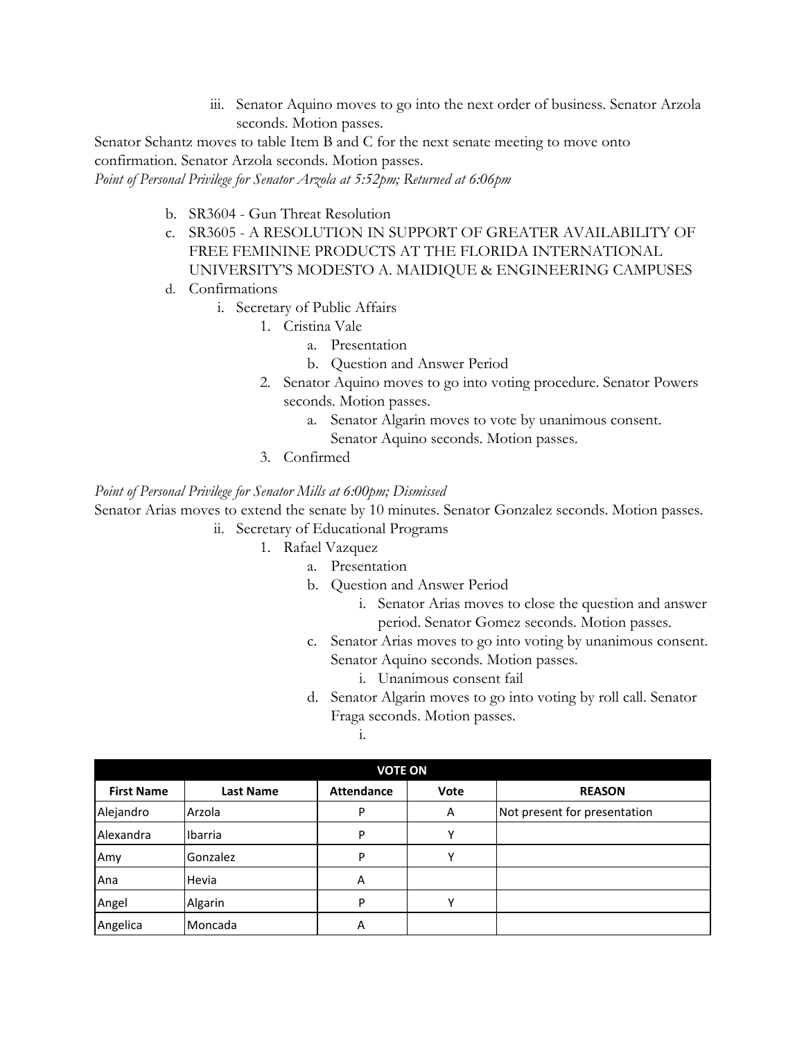iii. Senator Aquino moves to go into the next order of business. Senator Arzola seconds. Motion passes.

Senator Schantz moves to table Item B and C for the next senate meeting to move onto confirmation. Senator Arzola seconds. Motion passes.

*Point of Personal Privilege for Senator Arzola at 5:52pm; Returned at 6:06pm*

b. SR3604 - Gun Threat Resolution
c. SR3605 - A RESOLUTION IN SUPPORT OF GREATER AVAILABILITY OF FREE FEMININE PRODUCTS AT THE FLORIDA INTERNATIONAL UNIVERSITY'S MODESTO A. MAIDIQUE & ENGINEERING CAMPUSES
d. Confirmations
   i. Secretary of Public Affairs
      1. Cristina Vale
         a. Presentation
         b. Question and Answer Period
      2. Senator Aquino moves to go into voting procedure. Senator Powers seconds. Motion passes.
         a. Senator Algarin moves to vote by unanimous consent. Senator Aquino seconds. Motion passes.
      3. Confirmed

*Point of Personal Privilege for Senator Mills at 6:00pm; Dismissed*

Senator Arias moves to extend the senate by 10 minutes. Senator Gonzalez seconds. Motion passes.

   ii. Secretary of Educational Programs
      1. Rafael Vazquez
         a. Presentation
         b. Question and Answer Period
            i. Senator Arias moves to close the question and answer period. Senator Gomez seconds. Motion passes.
         c. Senator Arias moves to go into voting by unanimous consent. Senator Aquino seconds. Motion passes.
            i. Unanimous consent fail
         d. Senator Algarin moves to go into voting by roll call. Senator Fraga seconds. Motion passes.
            i.

| VOTE ON | | | | |
|---|---|---|---|---|
| **First Name** | **Last Name** | **Attendance** | **Vote** | **REASON** |
| Alejandro | Arzola | P | A | Not present for presentation |
| Alexandra | Ibarria | P | Y | |
| Amy | Gonzalez | P | Y | |
| Ana | Hevia | A | | |
| Angel | Algarin | P | Y | |
| Angelica | Moncada | A | | |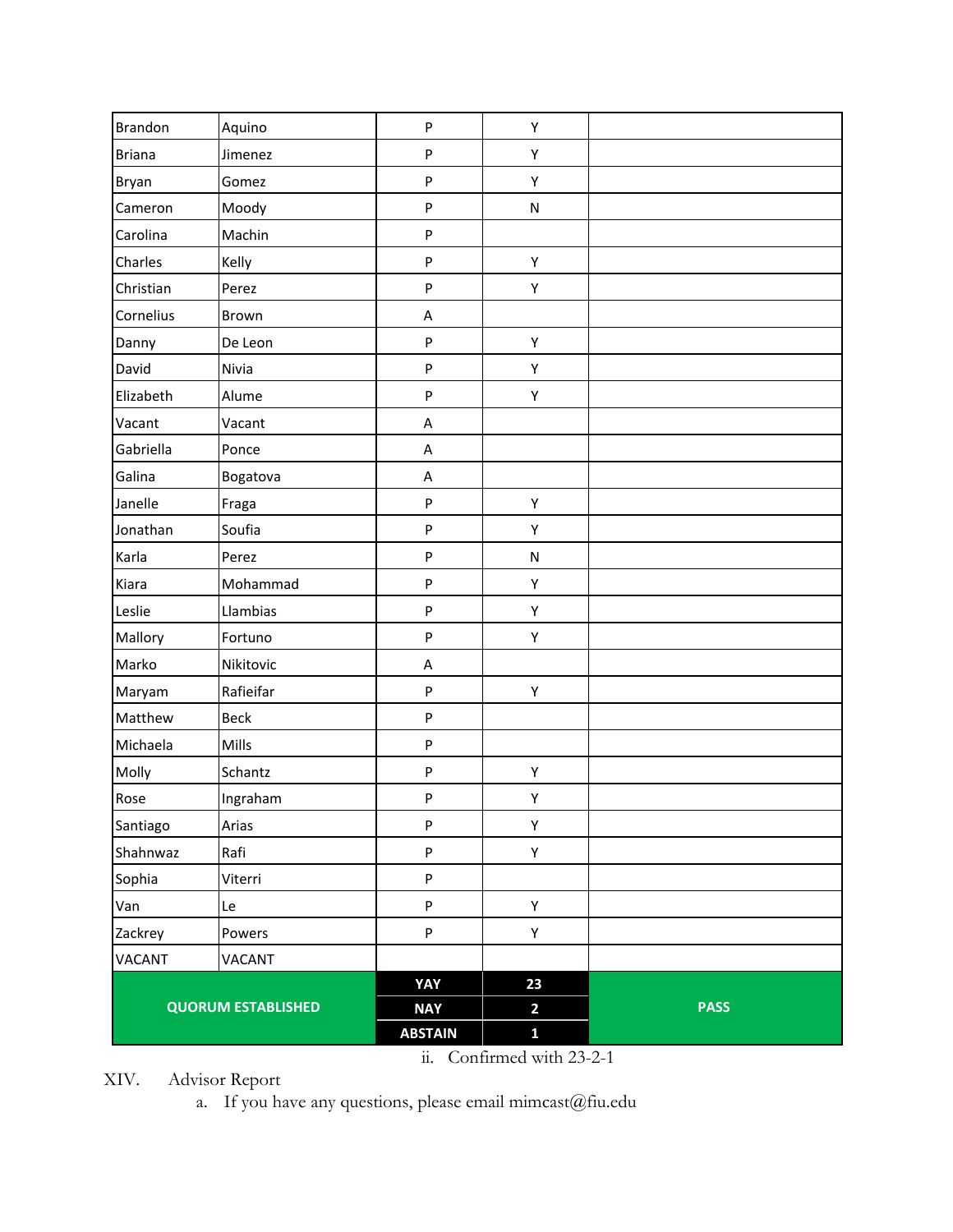| Brandon | Aquino | P | Y | |
|---|---|---|---|---|
| Briana | Jimenez | P | Y | |
| Bryan | Gomez | P | Y | |
| Cameron | Moody | P | N | |
| Carolina | Machin | P | | |
| Charles | Kelly | P | Y | |
| Christian | Perez | P | Y | |
| Cornelius | Brown | A | | |
| Danny | De Leon | P | Y | |
| David | Nivia | P | Y | |
| Elizabeth | Alume | P | Y | |
| Vacant | Vacant | A | | |
| Gabriella | Ponce | A | | |
| Galina | Bogatova | A | | |
| Janelle | Fraga | P | Y | |
| Jonathan | Soufia | P | Y | |
| Karla | Perez | P | N | |
| Kiara | Mohammad | P | Y | |
| Leslie | Llambias | P | Y | |
| Mallory | Fortuno | P | Y | |
| Marko | Nikitovic | A | | |
| Maryam | Rafieifar | P | Y | |
| Matthew | Beck | P | | |
| Michaela | Mills | P | | |
| Molly | Schantz | P | Y | |
| Rose | Ingraham | P | Y | |
| Santiago | Arias | P | Y | |
| Shahnwaz | Rafi | P | Y | |
| Sophia | Viterri | P | | |
| Van | Le | P | Y | |
| Zackrey | Powers | P | Y | |
| VACANT | VACANT | | | |
| **QUORUM ESTABLISHED** | | **YAY** | **23** | **PASS** |
| | | **NAY** | **2** | |
| | | **ABSTAIN** | **1** | |

ii. Confirmed with 23-2-1

XIV. Advisor Report

a. If you have any questions, please email mimcast@fiu.edu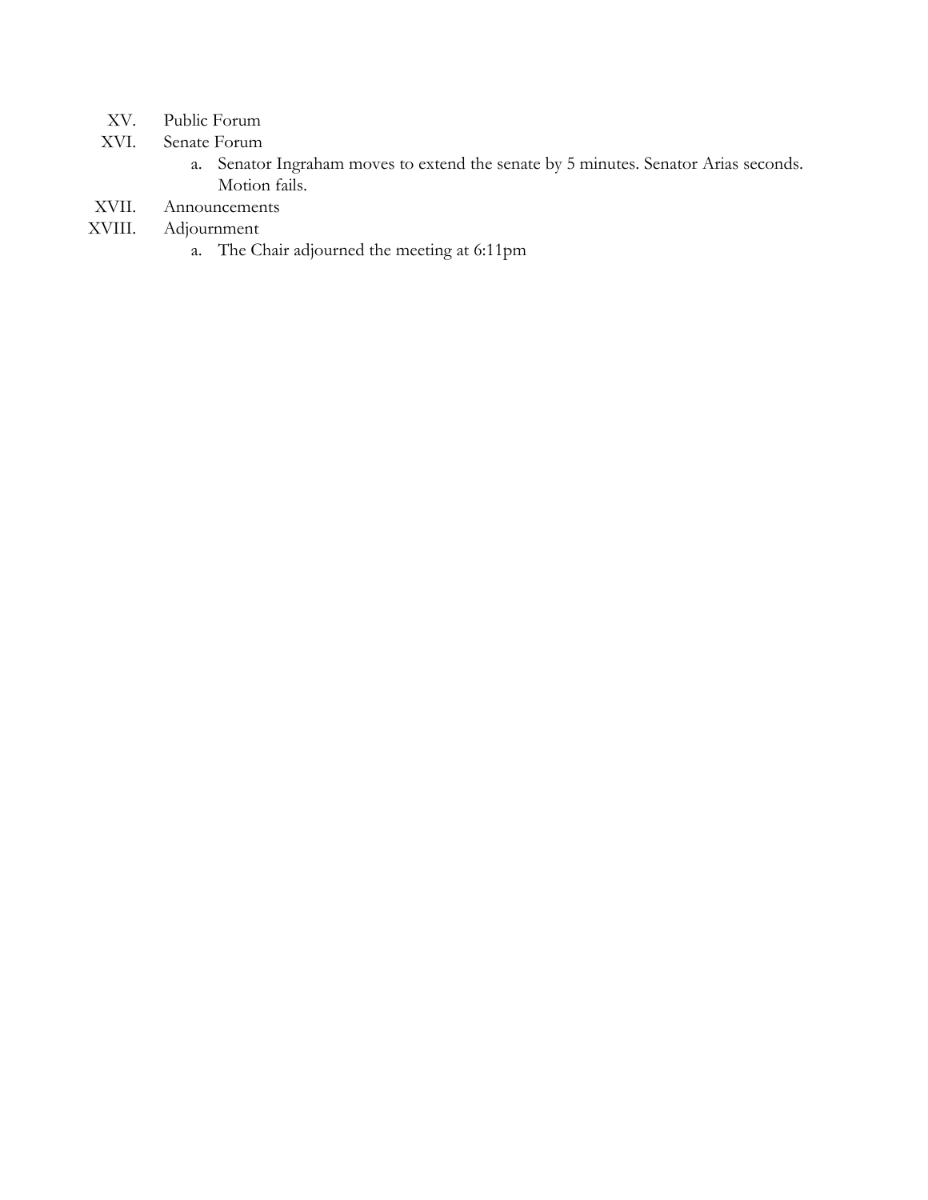XV. Public Forum

XVI. Senate Forum

   a. Senator Ingraham moves to extend the senate by 5 minutes. Senator Arias seconds. Motion fails.

XVII. Announcements

XVIII. Adjournment

   a. The Chair adjourned the meeting at 6:11pm